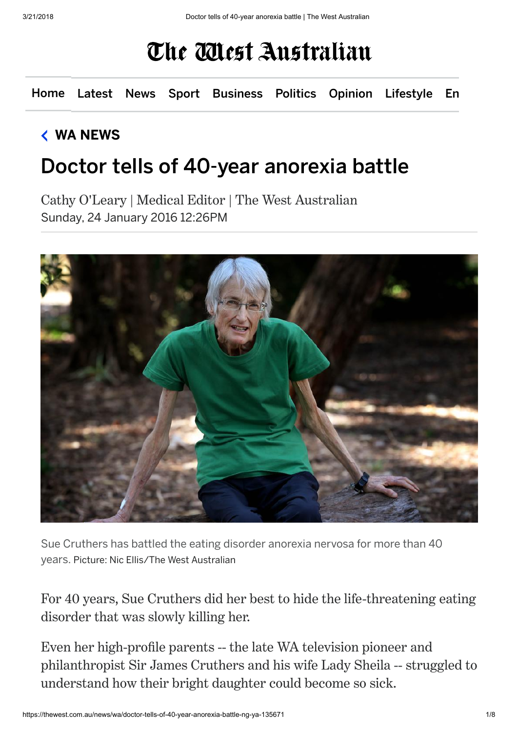# The West Australian

Home Latest News Sport Business Politics Opinion Lifestyle En

WA NEWS

## Doctor tells of 40-year anorexia battle

Cathy O'Leary | Medical Editor | The West Australian
Sunday, 24 January 2016 12:26PM

Sue Cruthers has battled the eating disorder anorexia nervosa for more than 40 years. Picture: Nic Ellis/The West Australian

For 40 years, Sue Cruthers did her best to hide the life-threatening eating disorder that was slowly killing her.

Even her high-profile parents -- the late WA television pioneer and philanthropist Sir James Cruthers and his wife Lady Sheila -- struggled to understand how their bright daughter could become so sick.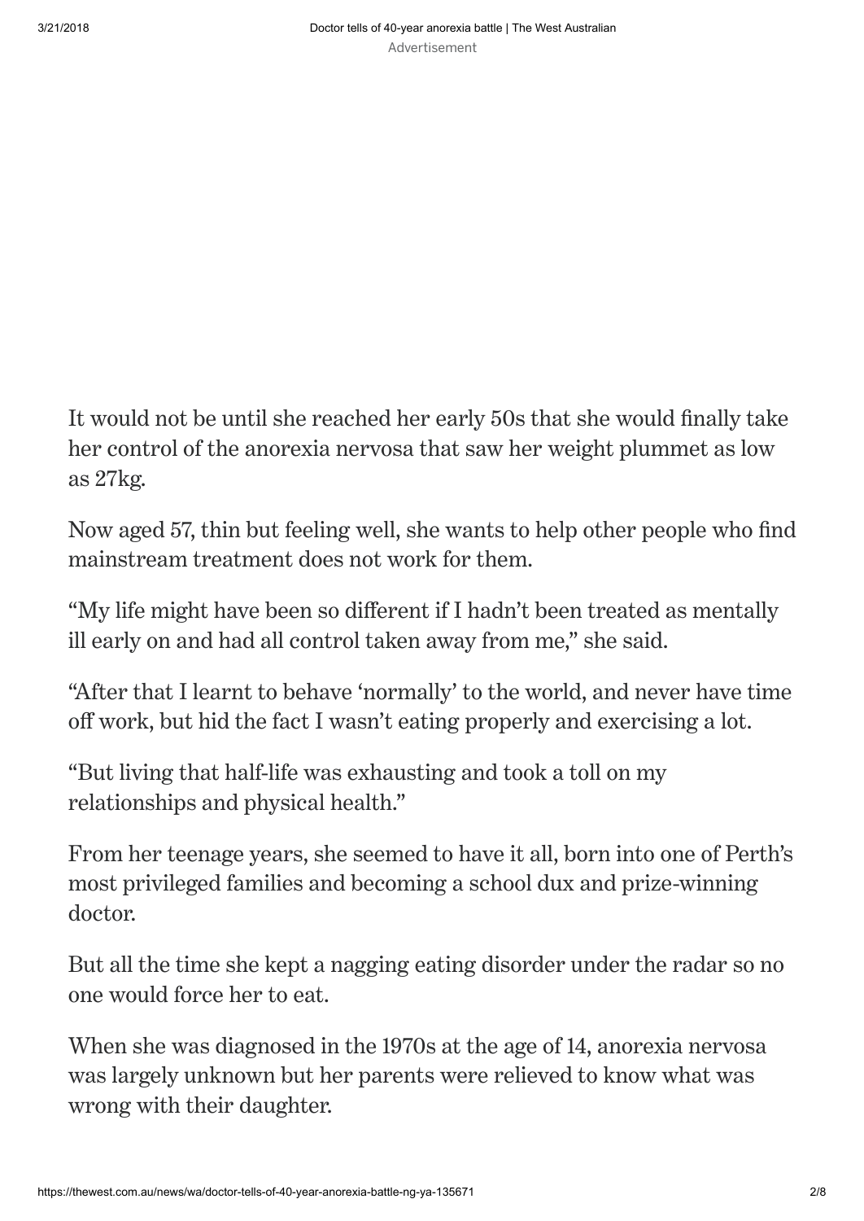It would not be until she reached her early 50s that she would finally take her control of the anorexia nervosa that saw her weight plummet as low as 27kg.

Now aged 57, thin but feeling well, she wants to help other people who find mainstream treatment does not work for them.

"My life might have been so different if I hadn't been treated as mentally ill early on and had all control taken away from me," she said.

"After that I learnt to behave 'normally' to the world, and never have time off work, but hid the fact I wasn't eating properly and exercising a lot.

"But living that half-life was exhausting and took a toll on my relationships and physical health."

From her teenage years, she seemed to have it all, born into one of Perth's most privileged families and becoming a school dux and prize-winning doctor.

But all the time she kept a nagging eating disorder under the radar so no one would force her to eat.

When she was diagnosed in the 1970s at the age of 14, anorexia nervosa was largely unknown but her parents were relieved to know what was wrong with their daughter.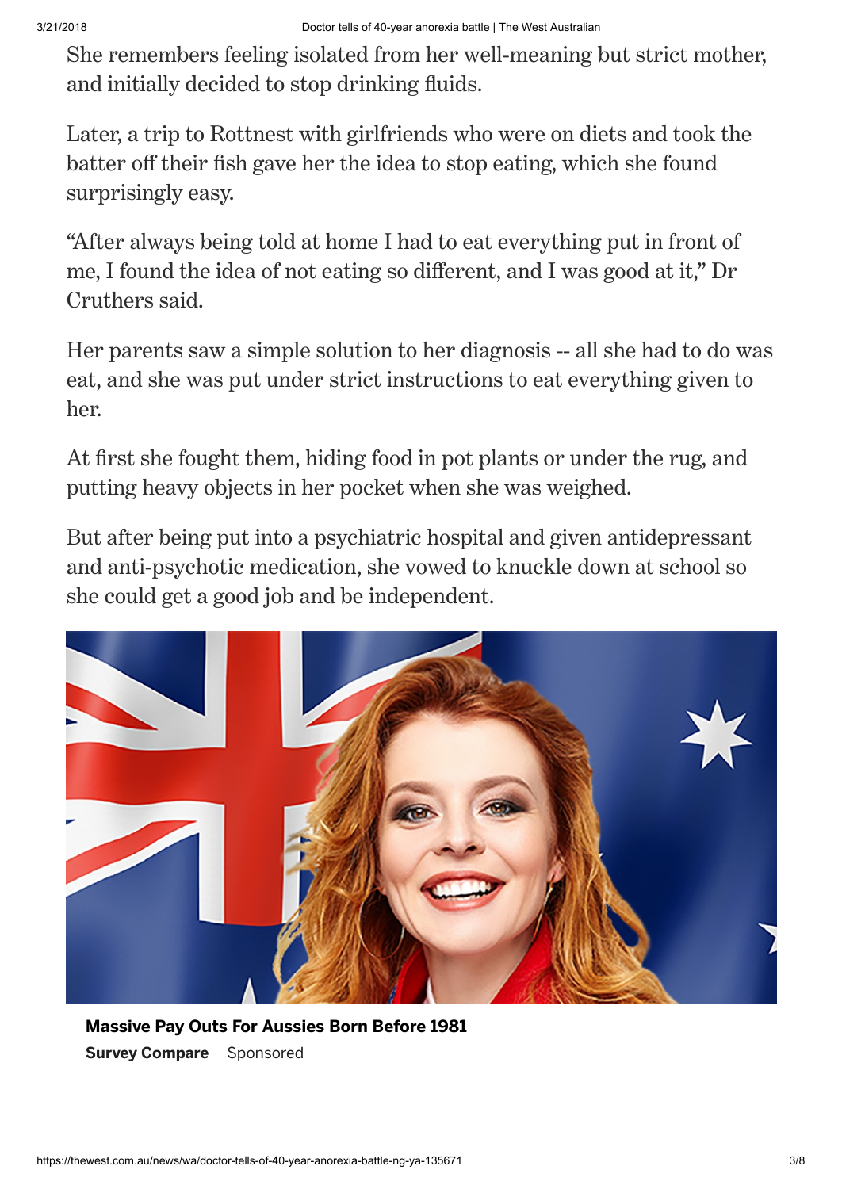She remembers feeling isolated from her well-meaning but strict mother, and initially decided to stop drinking fluids.

Later, a trip to Rottnest with girlfriends who were on diets and took the batter off their fish gave her the idea to stop eating, which she found surprisingly easy.

"After always being told at home I had to eat everything put in front of me, I found the idea of not eating so different, and I was good at it," Dr Cruthers said.

Her parents saw a simple solution to her diagnosis -- all she had to do was eat, and she was put under strict instructions to eat everything given to her.

At first she fought them, hiding food in pot plants or under the rug, and putting heavy objects in her pocket when she was weighed.

But after being put into a psychiatric hospital and given antidepressant and anti-psychotic medication, she vowed to knuckle down at school so she could get a good job and be independent.

**Massive Pay Outs For Aussies Born Before 1981**

**Survey Compare** Sponsored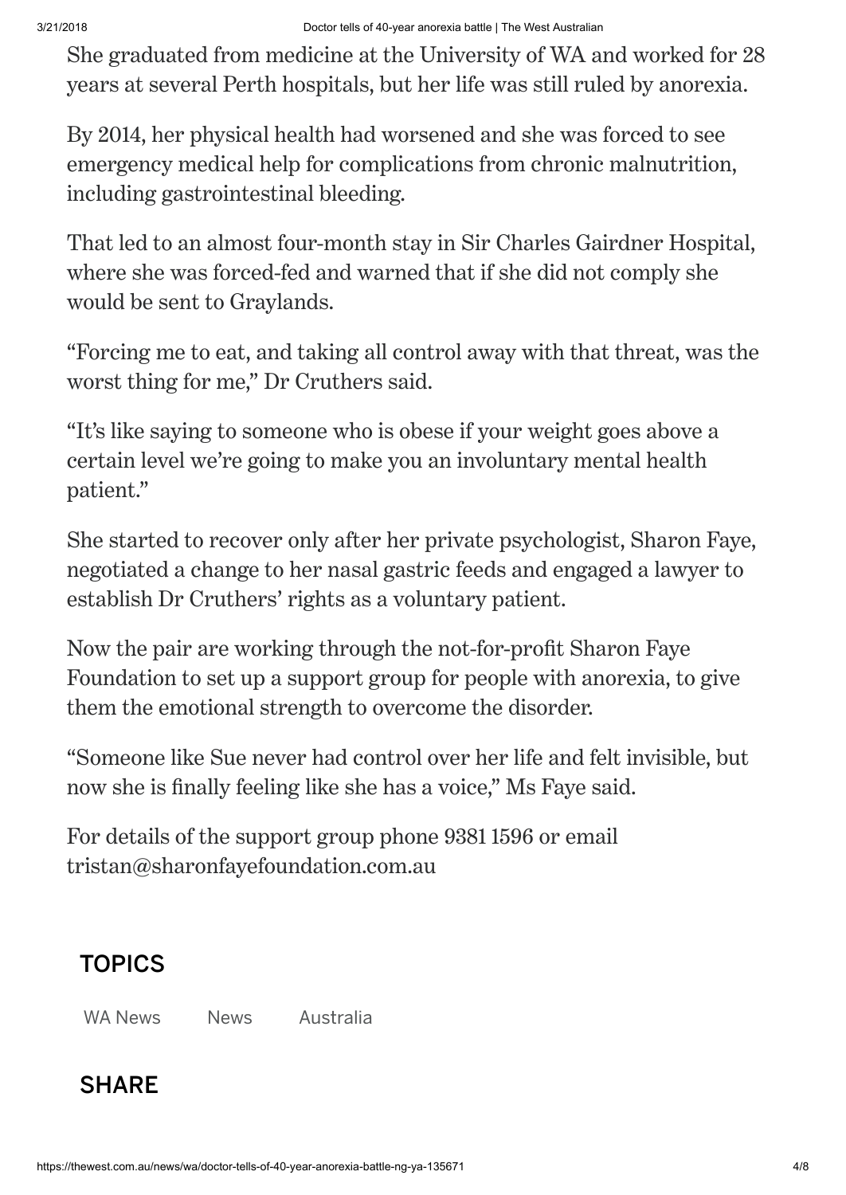She graduated from medicine at the University of WA and worked for 28 years at several Perth hospitals, but her life was still ruled by anorexia.

By 2014, her physical health had worsened and she was forced to see emergency medical help for complications from chronic malnutrition, including gastrointestinal bleeding.

That led to an almost four-month stay in Sir Charles Gairdner Hospital, where she was forced-fed and warned that if she did not comply she would be sent to Graylands.

“Forcing me to eat, and taking all control away with that threat, was the worst thing for me,” Dr Cruthers said.

“It’s like saying to someone who is obese if your weight goes above a certain level we’re going to make you an involuntary mental health patient.”

She started to recover only after her private psychologist, Sharon Faye, negotiated a change to her nasal gastric feeds and engaged a lawyer to establish Dr Cruthers’ rights as a voluntary patient.

Now the pair are working through the not-for-profit Sharon Faye Foundation to set up a support group for people with anorexia, to give them the emotional strength to overcome the disorder.

“Someone like Sue never had control over her life and felt invisible, but now she is finally feeling like she has a voice,” Ms Faye said.

For details of the support group phone 9381 1596 or email tristan@sharonfayefoundation.com.au

## TOPICS

WA News News Australia

## SHARE